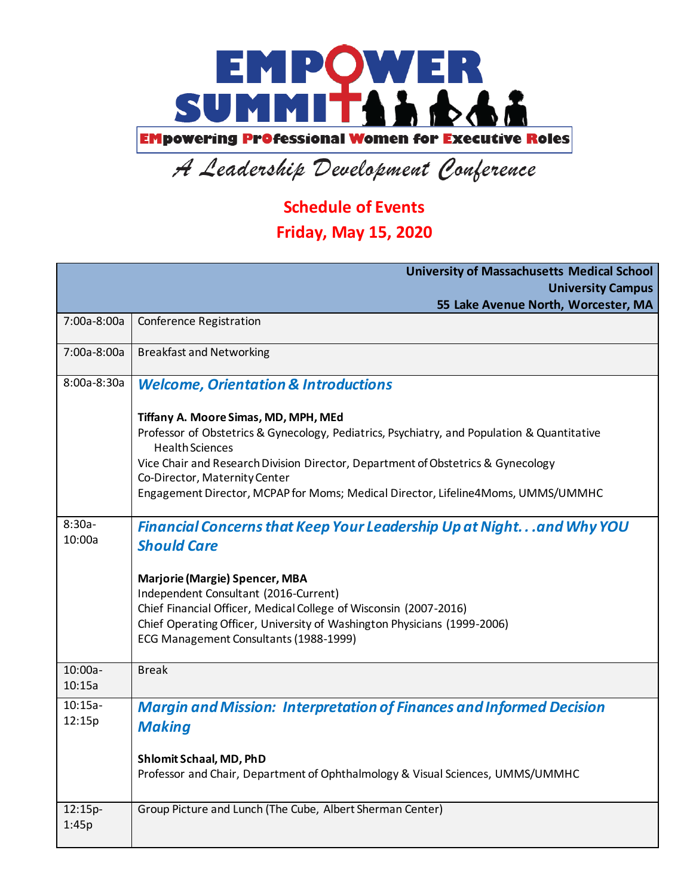# EMPOWER SUMMIT

**EMpowering PrOfessional Women for Executive Roles**

*A Leadership Development Conference*

## Schedule of Events

## Friday, May 15, 2020

| | **University of Massachusetts Medical School**<br>**University Campus**<br>**55 Lake Avenue North, Worcester, MA** |
|---|---|
| 7:00a-8:00a | Conference Registration |
| 7:00a-8:00a | Breakfast and Networking |
| 8:00a-8:30a | ***Welcome, Orientation & Introductions***<br><br>**Tiffany A. Moore Simas, MD, MPH, MEd**<br>Professor of Obstetrics & Gynecology, Pediatrics, Psychiatry, and Population & Quantitative Health Sciences<br>Vice Chair and Research Division Director, Department of Obstetrics & Gynecology<br>Co-Director, Maternity Center<br>Engagement Director, MCPAP for Moms; Medical Director, Lifeline4Moms, UMMS/UMMHC |
| 8:30a-10:00a | ***Financial Concerns that Keep Your Leadership Up at Night. . .and Why YOU Should Care***<br><br>**Marjorie (Margie) Spencer, MBA**<br>Independent Consultant (2016-Current)<br>Chief Financial Officer, Medical College of Wisconsin (2007-2016)<br>Chief Operating Officer, University of Washington Physicians (1999-2006)<br>ECG Management Consultants (1988-1999) |
| 10:00a-10:15a | Break |
| 10:15a-12:15p | ***Margin and Mission: Interpretation of Finances and Informed Decision Making***<br><br>**Shlomit Schaal, MD, PhD**<br>Professor and Chair, Department of Ophthalmology & Visual Sciences, UMMS/UMMHC |
| 12:15p-1:45p | Group Picture and Lunch (The Cube, Albert Sherman Center) |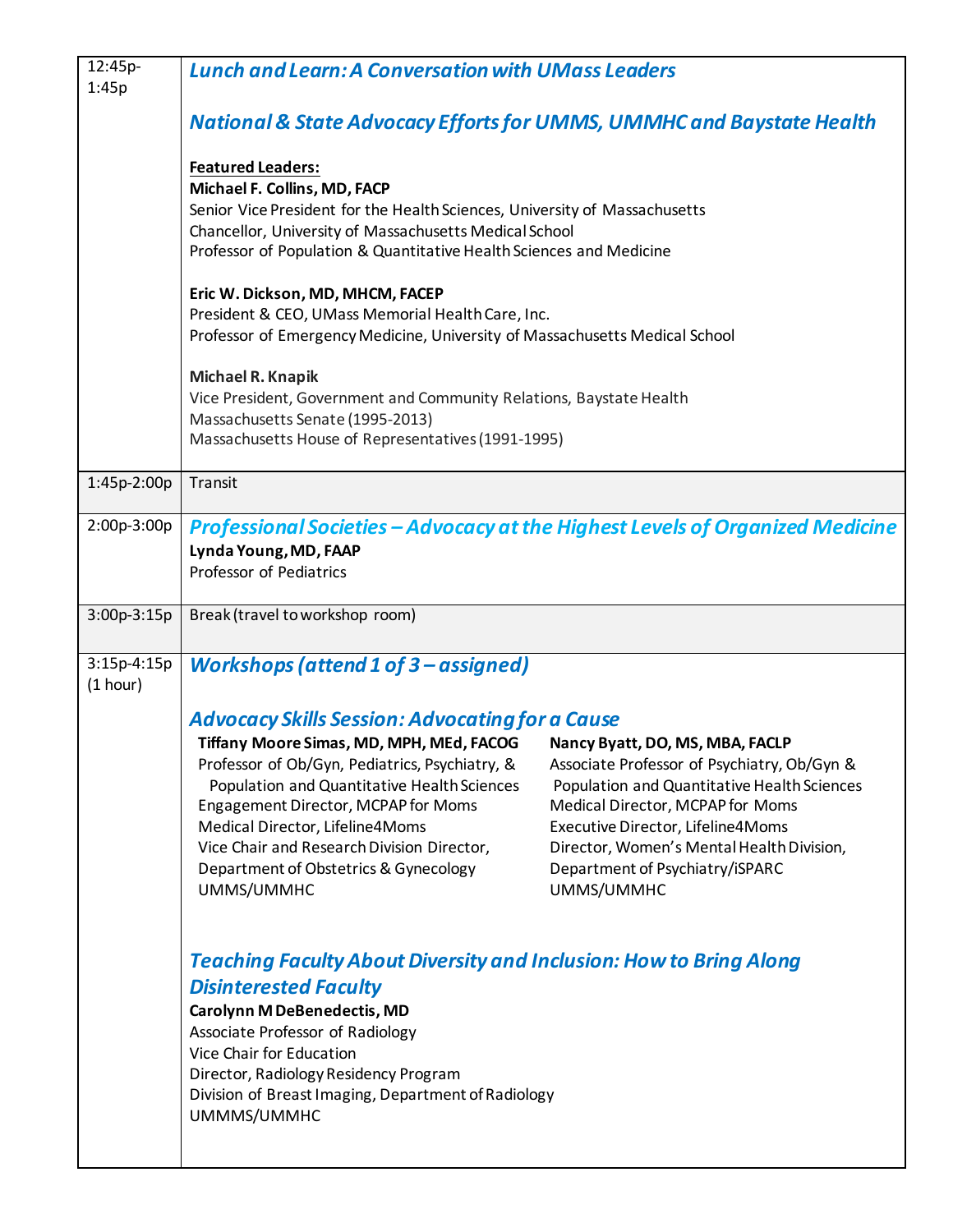| | |
|---|---|
| 12:45p-1:45p | ***Lunch and Learn: A Conversation with UMass Leaders***<br><br>***National & State Advocacy Efforts for UMMS, UMMHC and Baystate Health***<br><br>**Featured Leaders:**<br>**Michael F. Collins, MD, FACP**<br>Senior Vice President for the Health Sciences, University of Massachusetts<br>Chancellor, University of Massachusetts Medical School<br>Professor of Population & Quantitative Health Sciences and Medicine<br><br>**Eric W. Dickson, MD, MHCM, FACEP**<br>President & CEO, UMass Memorial Health Care, Inc.<br>Professor of Emergency Medicine, University of Massachusetts Medical School<br><br>**Michael R. Knapik**<br>Vice President, Government and Community Relations, Baystate Health<br>Massachusetts Senate (1995-2013)<br>Massachusetts House of Representatives (1991-1995) |
| 1:45p-2:00p | Transit |
| 2:00p-3:00p | ***Professional Societies – Advocacy at the Highest Levels of Organized Medicine***<br>**Lynda Young, MD, FAAP**<br>Professor of Pediatrics |
| 3:00p-3:15p | Break (travel to workshop room) |
| 3:15p-4:15p (1 hour) | ***Workshops (attend 1 of 3 – assigned)***<br><br>***Advocacy Skills Session: Advocating for a Cause***<br>**Tiffany Moore Simas, MD, MPH, MEd, FACOG**<br>Professor of Ob/Gyn, Pediatrics, Psychiatry, & Population and Quantitative Health Sciences<br>Engagement Director, MCPAP for Moms<br>Medical Director, Lifeline4Moms<br>Vice Chair and Research Division Director, Department of Obstetrics & Gynecology<br>UMMS/UMMHC<br><br>**Nancy Byatt, DO, MS, MBA, FACLP**<br>Associate Professor of Psychiatry, Ob/Gyn & Population and Quantitative Health Sciences<br>Medical Director, MCPAP for Moms<br>Executive Director, Lifeline4Moms<br>Director, Women's Mental Health Division, Department of Psychiatry/iSPARC<br>UMMS/UMMHC<br><br>***Teaching Faculty About Diversity and Inclusion: How to Bring Along Disinterested Faculty***<br>**Carolynn M DeBenedectis, MD**<br>Associate Professor of Radiology<br>Vice Chair for Education<br>Director, Radiology Residency Program<br>Division of Breast Imaging, Department of Radiology<br>UMMMS/UMMHC |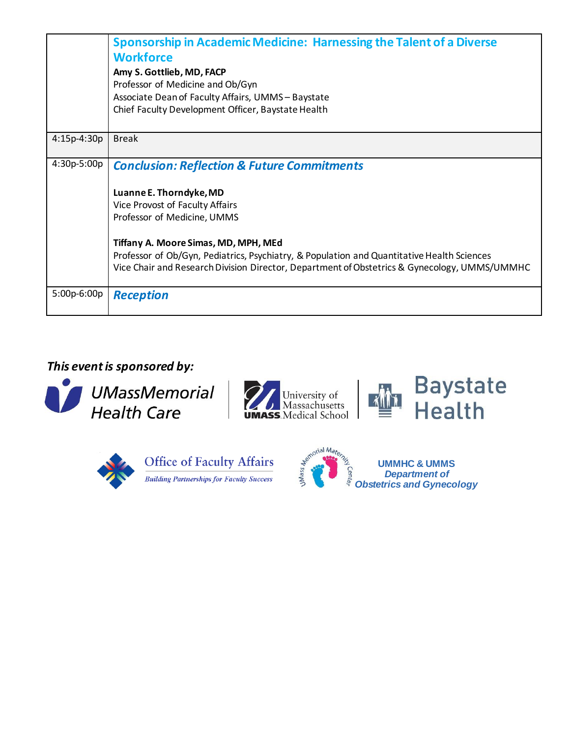| | |
|---|---|
| | **Sponsorship in Academic Medicine: Harnessing the Talent of a Diverse Workforce**<br>**Amy S. Gottlieb, MD, FACP**<br>Professor of Medicine and Ob/Gyn<br>Associate Dean of Faculty Affairs, UMMS – Baystate<br>Chief Faculty Development Officer, Baystate Health |
| 4:15p-4:30p | Break |
| 4:30p-5:00p | ***Conclusion: Reflection & Future Commitments***<br><br>**Luanne E. Thorndyke, MD**<br>Vice Provost of Faculty Affairs<br>Professor of Medicine, UMMS<br><br>**Tiffany A. Moore Simas, MD, MPH, MEd**<br>Professor of Ob/Gyn, Pediatrics, Psychiatry, & Population and Quantitative Health Sciences<br>Vice Chair and Research Division Director, Department of Obstetrics & Gynecology, UMMS/UMMHC |
| 5:00p-6:00p | ***Reception*** |

***This event is sponsored by:***

UMassMemorial Health Care

University of Massachusetts UMASS Medical School

Baystate Health

Office of Faculty Affairs
*Building Partnerships for Faculty Success*

UMass Memorial Maternity Center

**UMMHC & UMMS**
***Department of Obstetrics and Gynecology***